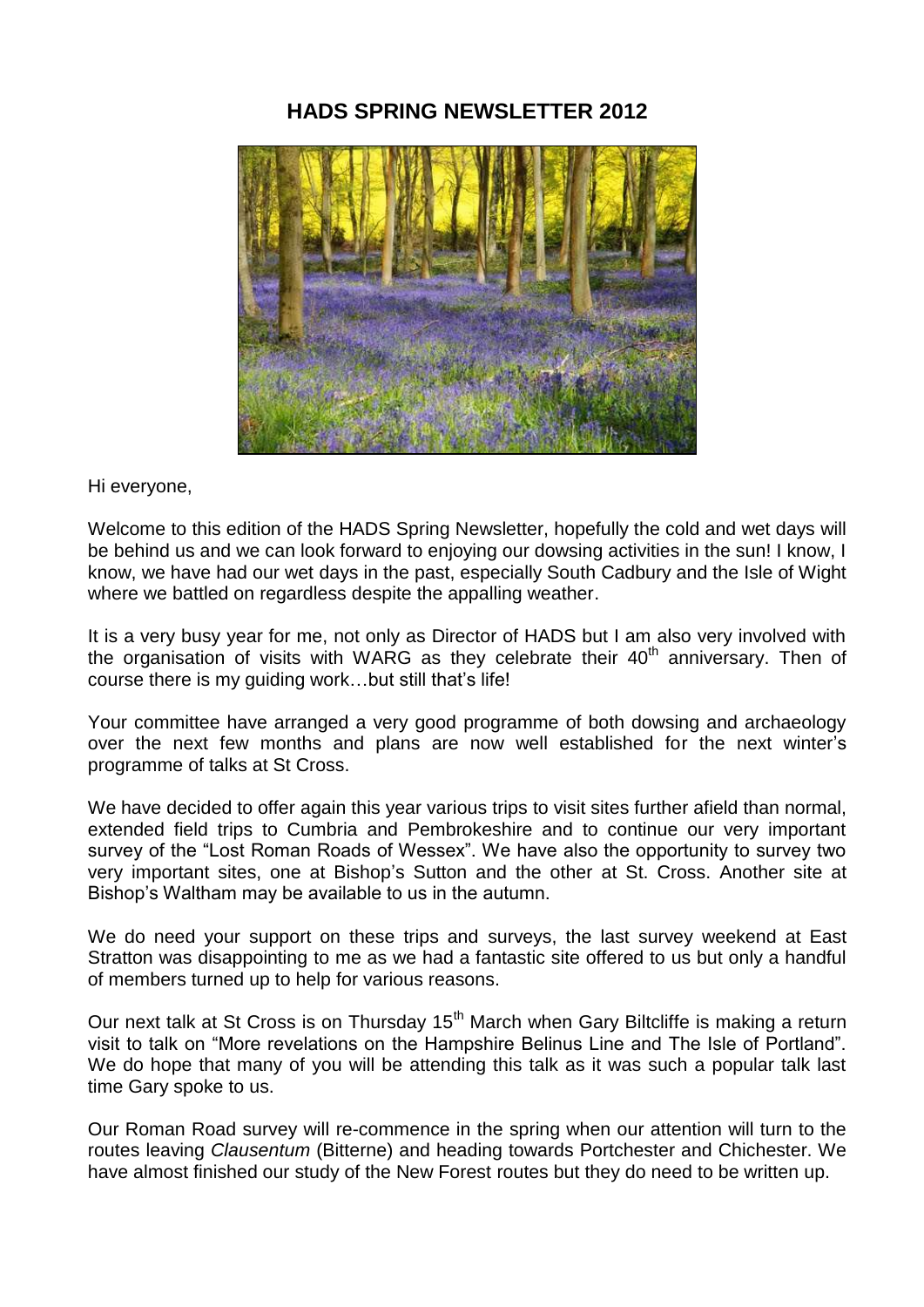# HADS SPRING NEWSLETTER 2012

Hi everyone,

Welcome to this edition of the HADS Spring Newsletter, hopefully the cold and wet days will be behind us and we can look forward to enjoying our dowsing activities in the sun! I know, I know, we have had our wet days in the past, especially South Cadbury and the Isle of Wight where we battled on regardless despite the appalling weather.

It is a very busy year for me, not only as Director of HADS but I am also very involved with the organisation of visits with WARG as they celebrate their 40th anniversary. Then of course there is my guiding work…but still that's life!

Your committee have arranged a very good programme of both dowsing and archaeology over the next few months and plans are now well established for the next winter's programme of talks at St Cross.

We have decided to offer again this year various trips to visit sites further afield than normal, extended field trips to Cumbria and Pembrokeshire and to continue our very important survey of the "Lost Roman Roads of Wessex". We have also the opportunity to survey two very important sites, one at Bishop's Sutton and the other at St. Cross. Another site at Bishop's Waltham may be available to us in the autumn.

We do need your support on these trips and surveys, the last survey weekend at East Stratton was disappointing to me as we had a fantastic site offered to us but only a handful of members turned up to help for various reasons.

Our next talk at St Cross is on Thursday 15th March when Gary Biltcliffe is making a return visit to talk on "More revelations on the Hampshire Belinus Line and The Isle of Portland". We do hope that many of you will be attending this talk as it was such a popular talk last time Gary spoke to us.

Our Roman Road survey will re-commence in the spring when our attention will turn to the routes leaving *Clausentum* (Bitterne) and heading towards Portchester and Chichester. We have almost finished our study of the New Forest routes but they do need to be written up.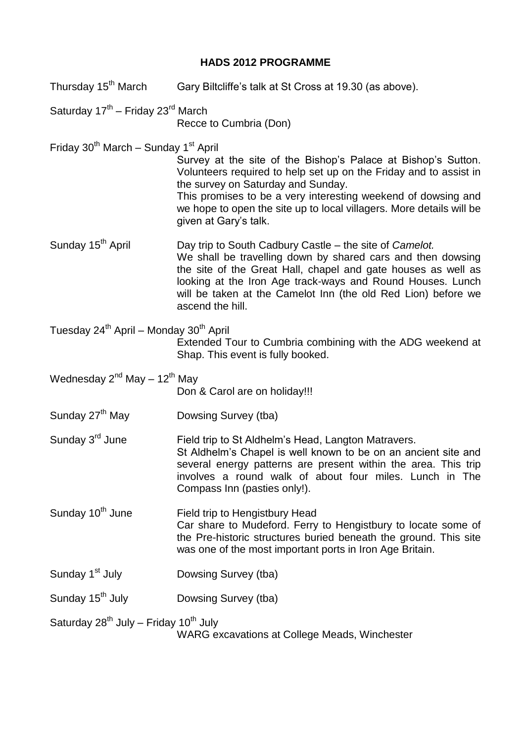# HADS 2012 PROGRAMME

**Thursday 15th March** — Gary Biltcliffe's talk at St Cross at 19.30 (as above).

**Saturday 17th – Friday 23rd March**
Recce to Cumbria (Don)

**Friday 30th March – Sunday 1st April**
Survey at the site of the Bishop's Palace at Bishop's Sutton. Volunteers required to help set up on the Friday and to assist in the survey on Saturday and Sunday.
This promises to be a very interesting weekend of dowsing and we hope to open the site up to local villagers. More details will be given at Gary's talk.

**Sunday 15th April** — Day trip to South Cadbury Castle – the site of *Camelot.*
We shall be travelling down by shared cars and then dowsing the site of the Great Hall, chapel and gate houses as well as looking at the Iron Age track-ways and Round Houses. Lunch will be taken at the Camelot Inn (the old Red Lion) before we ascend the hill.

**Tuesday 24th April – Monday 30th April**
Extended Tour to Cumbria combining with the ADG weekend at Shap. This event is fully booked.

**Wednesday 2nd May – 12th May**
Don & Carol are on holiday!!!

**Sunday 27th May** — Dowsing Survey (tba)

**Sunday 3rd June** — Field trip to St Aldhelm's Head, Langton Matravers.
St Aldhelm's Chapel is well known to be on an ancient site and several energy patterns are present within the area. This trip involves a round walk of about four miles. Lunch in The Compass Inn (pasties only!).

**Sunday 10th June** — Field trip to Hengistbury Head
Car share to Mudeford. Ferry to Hengistbury to locate some of the Pre-historic structures buried beneath the ground. This site was one of the most important ports in Iron Age Britain.

**Sunday 1st July** — Dowsing Survey (tba)

**Sunday 15th July** — Dowsing Survey (tba)

**Saturday 28th July – Friday 10th July**
WARG excavations at College Meads, Winchester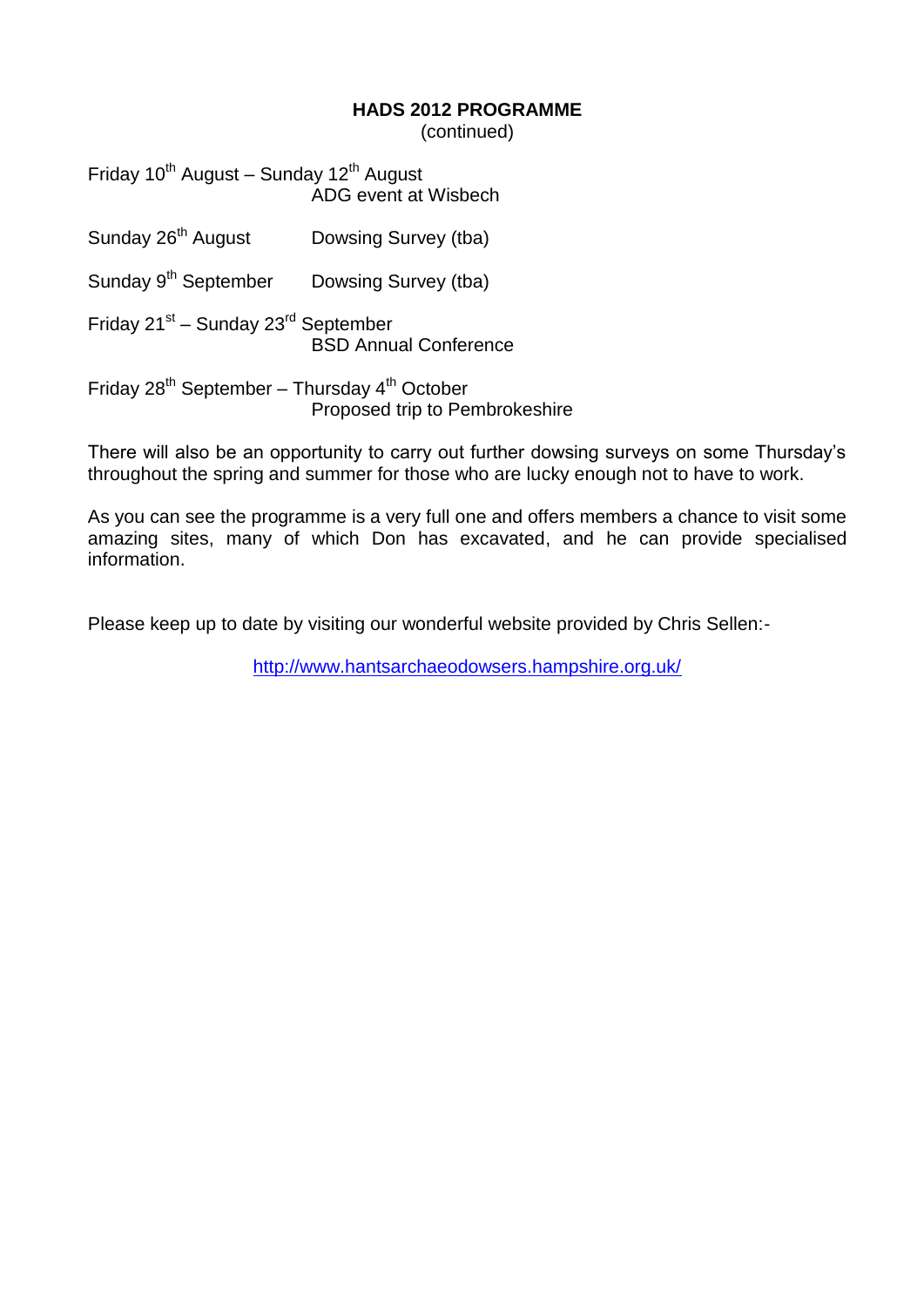**HADS 2012 PROGRAMME**
(continued)

Friday 10th August – Sunday 12th August
ADG event at Wisbech

Sunday 26th August Dowsing Survey (tba)

Sunday 9th September Dowsing Survey (tba)

Friday 21st – Sunday 23rd September
BSD Annual Conference

Friday 28th September – Thursday 4th October
Proposed trip to Pembrokeshire

There will also be an opportunity to carry out further dowsing surveys on some Thursday's throughout the spring and summer for those who are lucky enough not to have to work.

As you can see the programme is a very full one and offers members a chance to visit some amazing sites, many of which Don has excavated, and he can provide specialised information.

Please keep up to date by visiting our wonderful website provided by Chris Sellen:-

http://www.hantsarchaeodowsers.hampshire.org.uk/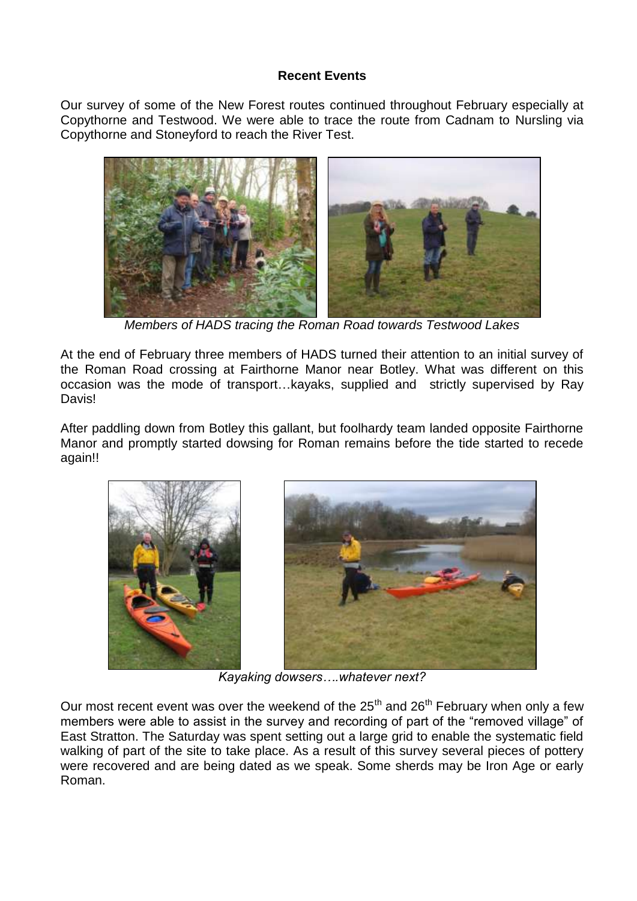## Recent Events

Our survey of some of the New Forest routes continued throughout February especially at Copythorne and Testwood. We were able to trace the route from Cadnam to Nursling via Copythorne and Stoneyford to reach the River Test.

*Members of HADS tracing the Roman Road towards Testwood Lakes*

At the end of February three members of HADS turned their attention to an initial survey of the Roman Road crossing at Fairthorne Manor near Botley. What was different on this occasion was the mode of transport…kayaks, supplied and strictly supervised by Ray Davis!

After paddling down from Botley this gallant, but foolhardy team landed opposite Fairthorne Manor and promptly started dowsing for Roman remains before the tide started to recede again!!

*Kayaking dowsers….whatever next?*

Our most recent event was over the weekend of the 25th and 26th February when only a few members were able to assist in the survey and recording of part of the "removed village" of East Stratton. The Saturday was spent setting out a large grid to enable the systematic field walking of part of the site to take place. As a result of this survey several pieces of pottery were recovered and are being dated as we speak. Some sherds may be Iron Age or early Roman.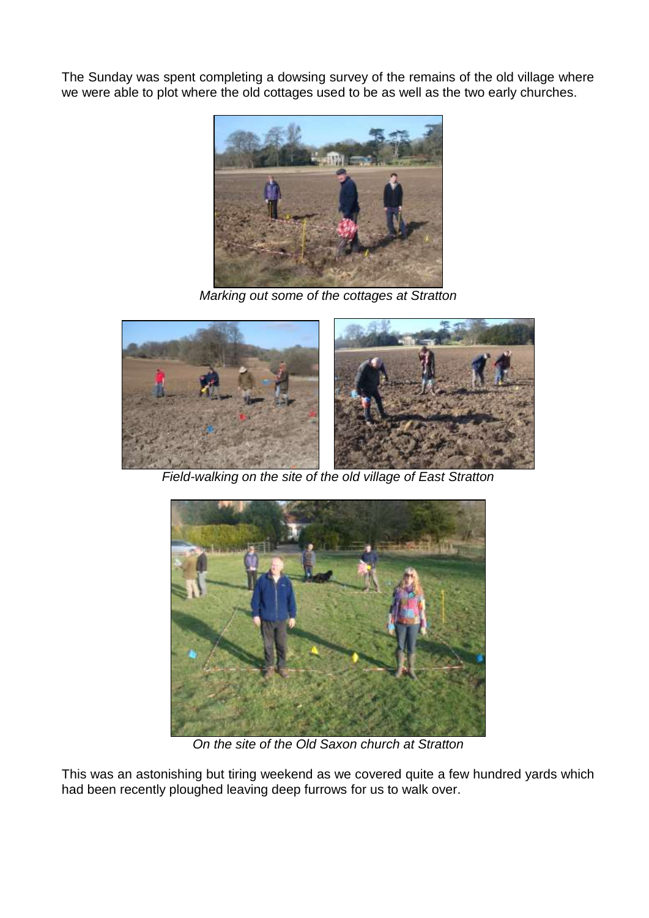The Sunday was spent completing a dowsing survey of the remains of the old village where we were able to plot where the old cottages used to be as well as the two early churches.

*Marking out some of the cottages at Stratton*

*Field-walking on the site of the old village of East Stratton*

*On the site of the Old Saxon church at Stratton*

This was an astonishing but tiring weekend as we covered quite a few hundred yards which had been recently ploughed leaving deep furrows for us to walk over.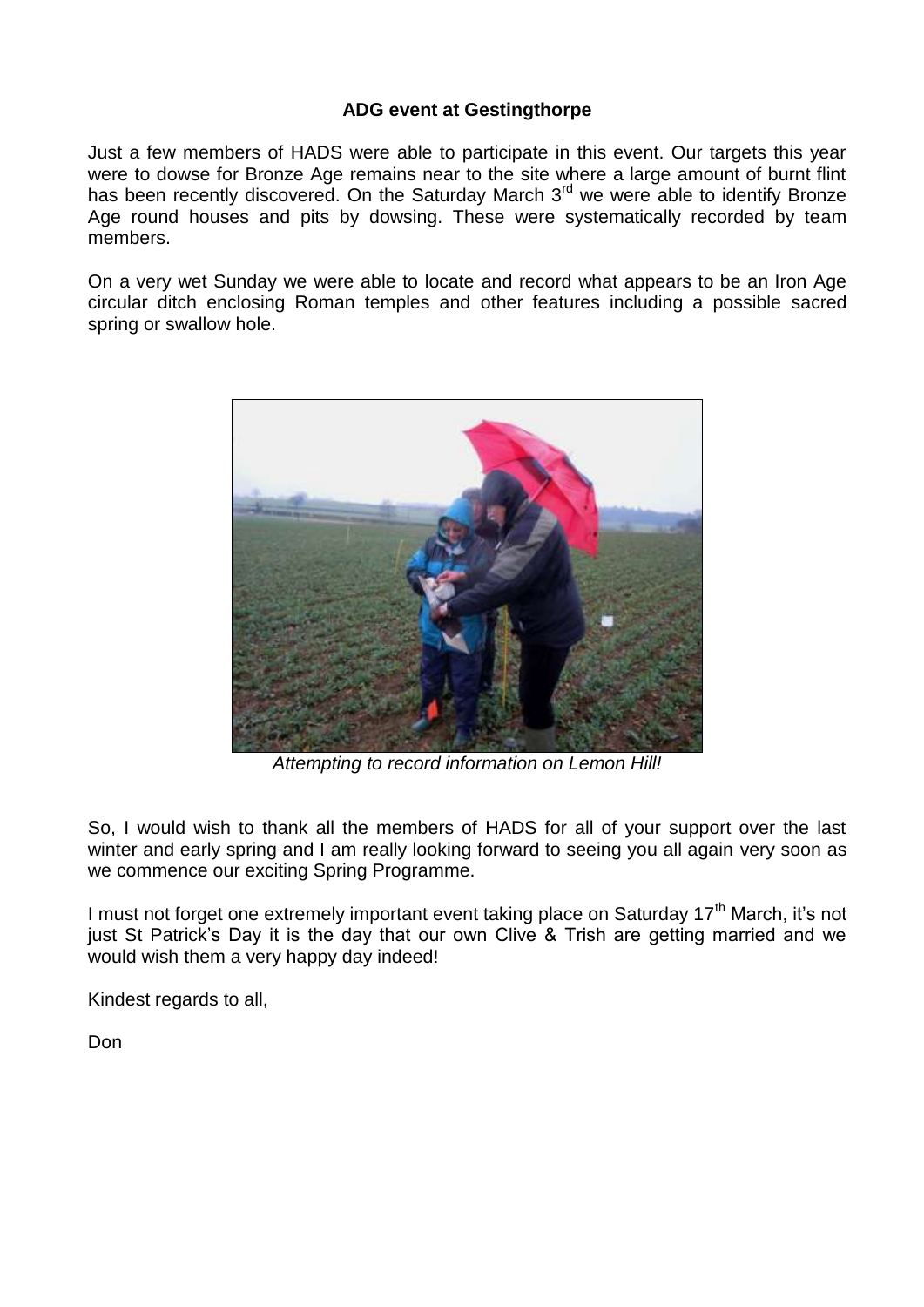**ADG event at Gestingthorpe**

Just a few members of HADS were able to participate in this event. Our targets this year were to dowse for Bronze Age remains near to the site where a large amount of burnt flint has been recently discovered. On the Saturday March 3rd we were able to identify Bronze Age round houses and pits by dowsing. These were systematically recorded by team members.

On a very wet Sunday we were able to locate and record what appears to be an Iron Age circular ditch enclosing Roman temples and other features including a possible sacred spring or swallow hole.

*Attempting to record information on Lemon Hill!*

So, I would wish to thank all the members of HADS for all of your support over the last winter and early spring and I am really looking forward to seeing you all again very soon as we commence our exciting Spring Programme.

I must not forget one extremely important event taking place on Saturday 17th March, it's not just St Patrick's Day it is the day that our own Clive & Trish are getting married and we would wish them a very happy day indeed!

Kindest regards to all,

Don